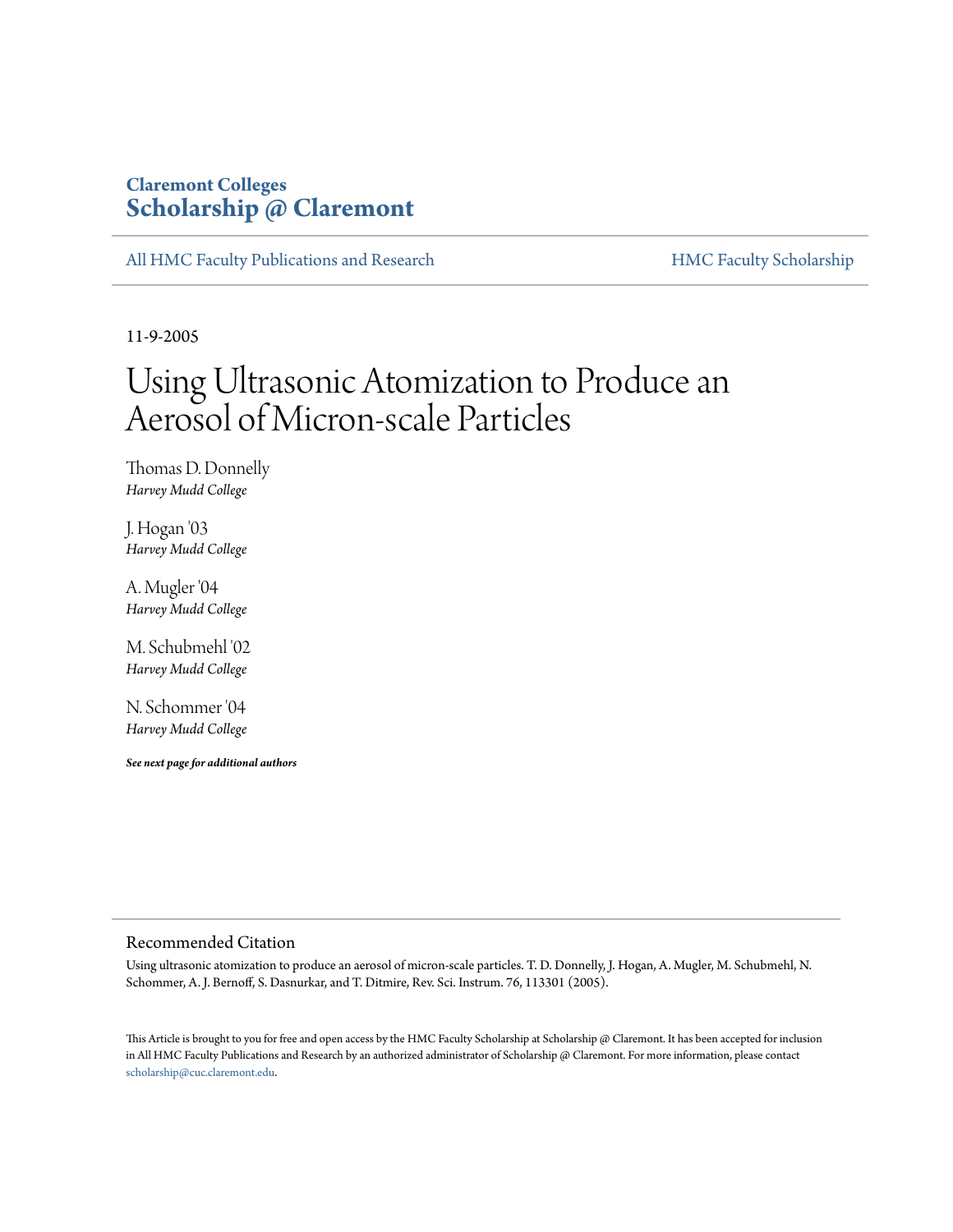Claremont Colleges
**Scholarship @ Claremont**

All HMC Faculty Publications and Research | HMC Faculty Scholarship

11-9-2005

# Using Ultrasonic Atomization to Produce an Aerosol of Micron-scale Particles

Thomas D. Donnelly
*Harvey Mudd College*

J. Hogan '03
*Harvey Mudd College*

A. Mugler '04
*Harvey Mudd College*

M. Schubmehl '02
*Harvey Mudd College*

N. Schommer '04
*Harvey Mudd College*

***See next page for additional authors***

## Recommended Citation

Using ultrasonic atomization to produce an aerosol of micron-scale particles. T. D. Donnelly, J. Hogan, A. Mugler, M. Schubmehl, N. Schommer, A. J. Bernoff, S. Dasnurkar, and T. Ditmire, Rev. Sci. Instrum. 76, 113301 (2005).

This Article is brought to you for free and open access by the HMC Faculty Scholarship at Scholarship @ Claremont. It has been accepted for inclusion in All HMC Faculty Publications and Research by an authorized administrator of Scholarship @ Claremont. For more information, please contact scholarship@cuc.claremont.edu.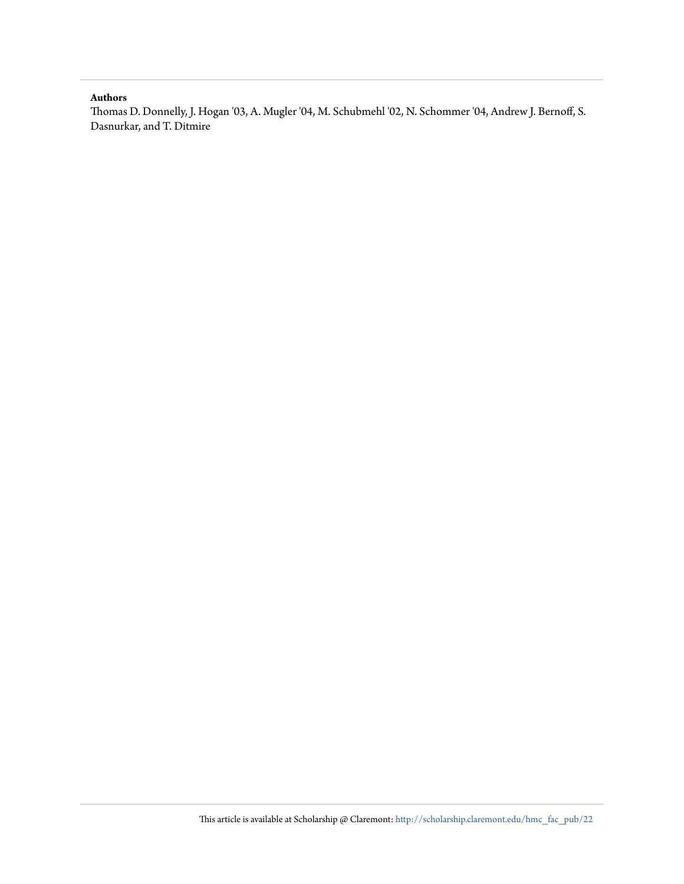**Authors**

Thomas D. Donnelly, J. Hogan '03, A. Mugler '04, M. Schubmehl '02, N. Schommer '04, Andrew J. Bernoff, S. Dasnurkar, and T. Ditmire

This article is available at Scholarship @ Claremont: http://scholarship.claremont.edu/hmc_fac_pub/22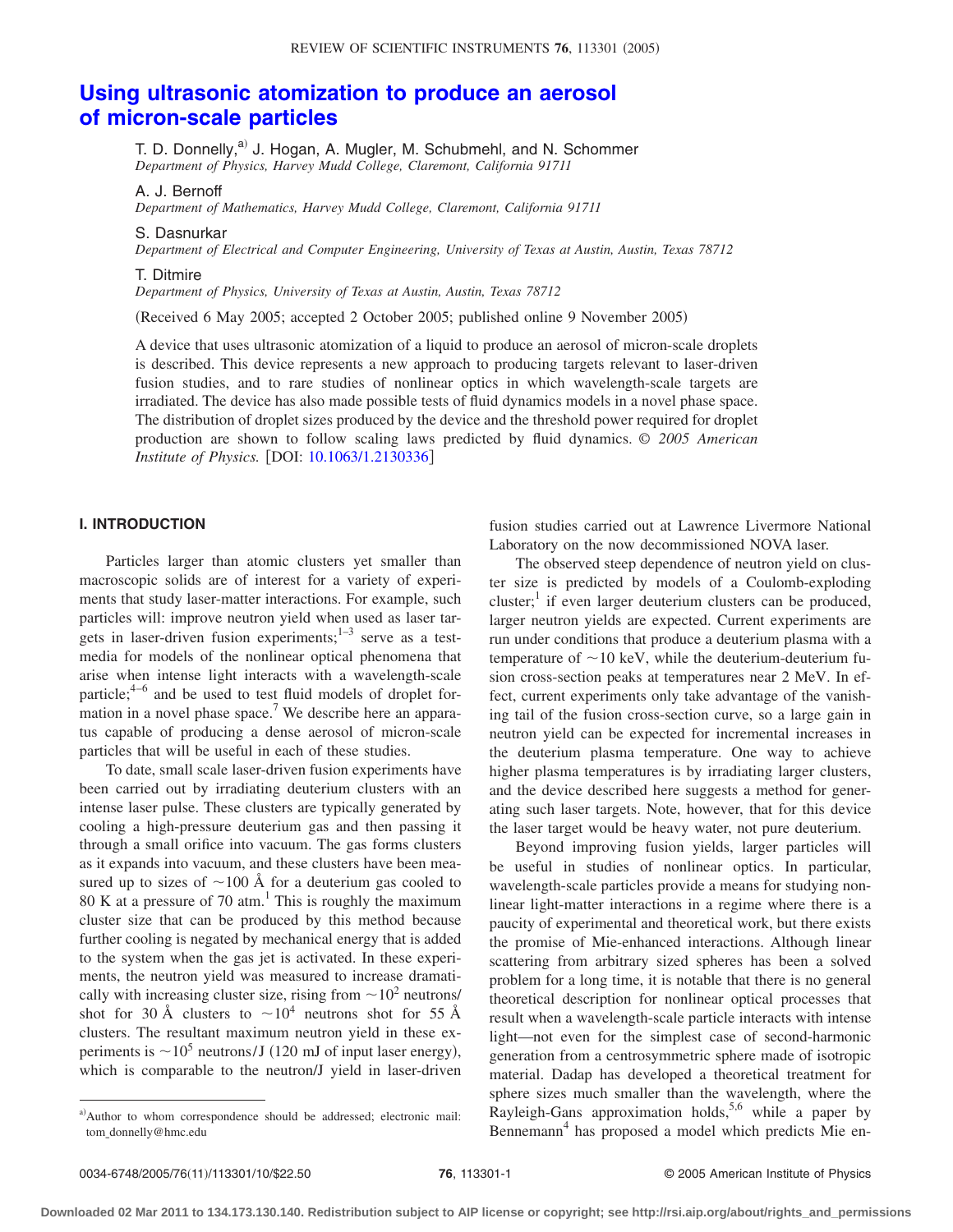# Using ultrasonic atomization to produce an aerosol of micron-scale particles

T. D. Donnelly,[a)] J. Hogan, A. Mugler, M. Schubmehl, and N. Schommer
*Department of Physics, Harvey Mudd College, Claremont, California 91711*

A. J. Bernoff
*Department of Mathematics, Harvey Mudd College, Claremont, California 91711*

S. Dasnurkar
*Department of Electrical and Computer Engineering, University of Texas at Austin, Austin, Texas 78712*

T. Ditmire
*Department of Physics, University of Texas at Austin, Austin, Texas 78712*

(Received 6 May 2005; accepted 2 October 2005; published online 9 November 2005)

A device that uses ultrasonic atomization of a liquid to produce an aerosol of micron-scale droplets is described. This device represents a new approach to producing targets relevant to laser-driven fusion studies, and to rare studies of nonlinear optics in which wavelength-scale targets are irradiated. The device has also made possible tests of fluid dynamics models in a novel phase space. The distribution of droplet sizes produced by the device and the threshold power required for droplet production are shown to follow scaling laws predicted by fluid dynamics. © *2005 American Institute of Physics.* [DOI: 10.1063/1.2130336]

## I. INTRODUCTION

Particles larger than atomic clusters yet smaller than macroscopic solids are of interest for a variety of experiments that study laser-matter interactions. For example, such particles will: improve neutron yield when used as laser targets in laser-driven fusion experiments;[1–3] serve as a test-media for models of the nonlinear optical phenomena that arise when intense light interacts with a wavelength-scale particle;[4–6] and be used to test fluid models of droplet formation in a novel phase space.[7] We describe here an apparatus capable of producing a dense aerosol of micron-scale particles that will be useful in each of these studies.

To date, small scale laser-driven fusion experiments have been carried out by irradiating deuterium clusters with an intense laser pulse. These clusters are typically generated by cooling a high-pressure deuterium gas and then passing it through a small orifice into vacuum. The gas forms clusters as it expands into vacuum, and these clusters have been measured up to sizes of ~100 Å for a deuterium gas cooled to 80 K at a pressure of 70 atm.[1] This is roughly the maximum cluster size that can be produced by this method because further cooling is negated by mechanical energy that is added to the system when the gas jet is activated. In these experiments, the neutron yield was measured to increase dramatically with increasing cluster size, rising from ~$10^2$ neutrons/shot for 30 Å clusters to ~$10^4$ neutrons shot for 55 Å clusters. The resultant maximum neutron yield in these experiments is ~$10^5$ neutrons/J (120 mJ of input laser energy), which is comparable to the neutron/J yield in laser-driven fusion studies carried out at Lawrence Livermore National Laboratory on the now decommissioned NOVA laser.

The observed steep dependence of neutron yield on cluster size is predicted by models of a Coulomb-exploding cluster;[1] if even larger deuterium clusters can be produced, larger neutron yields are expected. Current experiments are run under conditions that produce a deuterium plasma with a temperature of ~10 keV, while the deuterium-deuterium fusion cross-section peaks at temperatures near 2 MeV. In effect, current experiments only take advantage of the vanishing tail of the fusion cross-section curve, so a large gain in neutron yield can be expected for incremental increases in the deuterium plasma temperature. One way to achieve higher plasma temperatures is by irradiating larger clusters, and the device described here suggests a method for generating such laser targets. Note, however, that for this device the laser target would be heavy water, not pure deuterium.

Beyond improving fusion yields, larger particles will be useful in studies of nonlinear optics. In particular, wavelength-scale particles provide a means for studying nonlinear light-matter interactions in a regime where there is a paucity of experimental and theoretical work, but there exists the promise of Mie-enhanced interactions. Although linear scattering from arbitrary sized spheres has been a solved problem for a long time, it is notable that there is no general theoretical description for nonlinear optical processes that result when a wavelength-scale particle interacts with intense light—not even for the simplest case of second-harmonic generation from a centrosymmetric sphere made of isotropic material. Dadap has developed a theoretical treatment for sphere sizes much smaller than the wavelength, where the Rayleigh-Gans approximation holds,[5,6] while a paper by Bennemann[4] has proposed a model which predicts Mie en-

[a)] Author to whom correspondence should be addressed; electronic mail: tom_donnelly@hmc.edu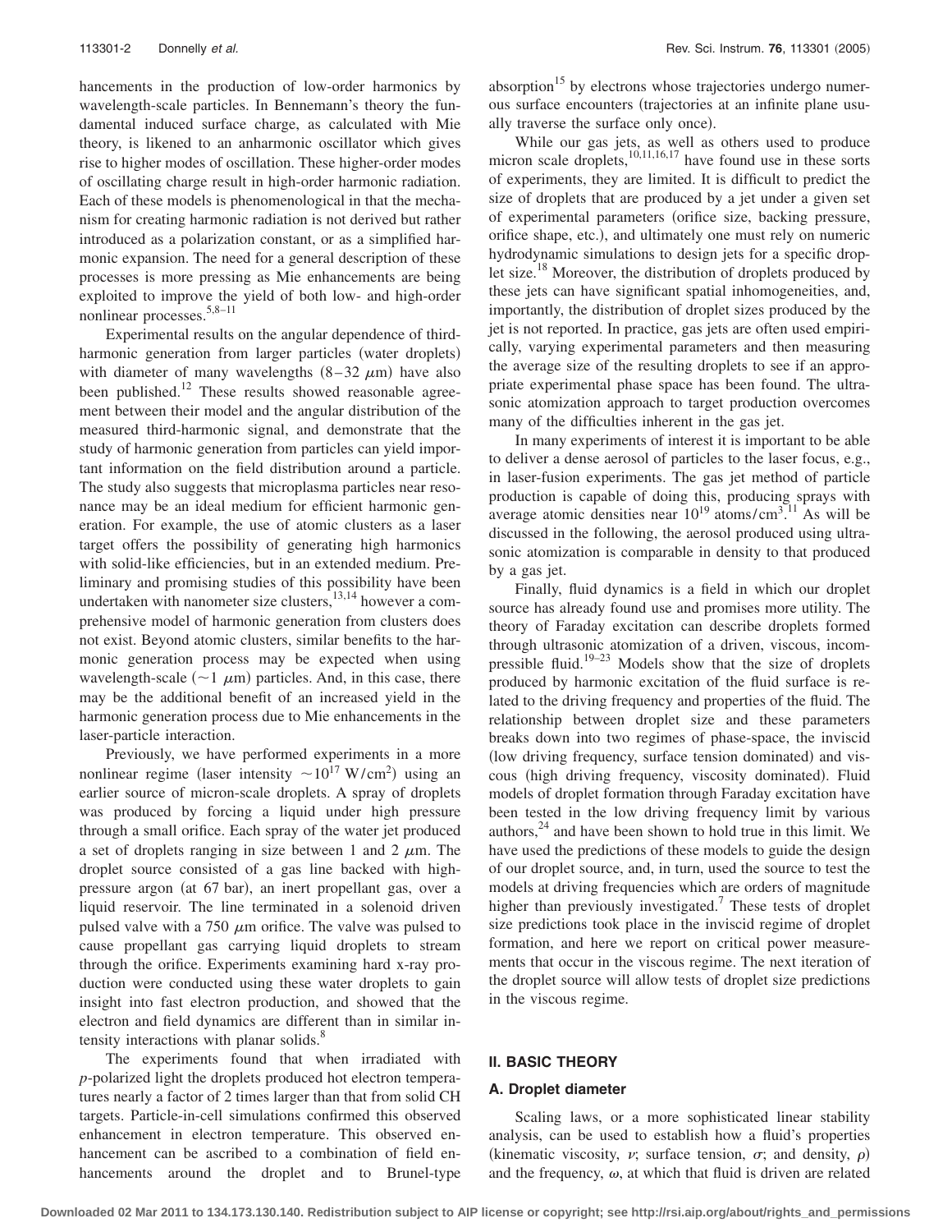hancements in the production of low-order harmonics by wavelength-scale particles. In Bennemann's theory the fundamental induced surface charge, as calculated with Mie theory, is likened to an anharmonic oscillator which gives rise to higher modes of oscillation. These higher-order modes of oscillating charge result in high-order harmonic radiation. Each of these models is phenomenological in that the mechanism for creating harmonic radiation is not derived but rather introduced as a polarization constant, or as a simplified harmonic expansion. The need for a general description of these processes is more pressing as Mie enhancements are being exploited to improve the yield of both low- and high-order nonlinear processes.[5,8–11]

Experimental results on the angular dependence of third-harmonic generation from larger particles (water droplets) with diameter of many wavelengths ($8–32\ \mu$m) have also been published.[12] These results showed reasonable agreement between their model and the angular distribution of the measured third-harmonic signal, and demonstrate that the study of harmonic generation from particles can yield important information on the field distribution around a particle. The study also suggests that microplasma particles near resonance may be an ideal medium for efficient harmonic generation. For example, the use of atomic clusters as a laser target offers the possibility of generating high harmonics with solid-like efficiencies, but in an extended medium. Preliminary and promising studies of this possibility have been undertaken with nanometer size clusters,[13,14] however a comprehensive model of harmonic generation from clusters does not exist. Beyond atomic clusters, similar benefits to the harmonic generation process may be expected when using wavelength-scale ($\sim 1\ \mu$m) particles. And, in this case, there may be the additional benefit of an increased yield in the harmonic generation process due to Mie enhancements in the laser-particle interaction.

Previously, we have performed experiments in a more nonlinear regime (laser intensity $\sim 10^{17}$ W/cm$^2$) using an earlier source of micron-scale droplets. A spray of droplets was produced by forcing a liquid under high pressure through a small orifice. Each spray of the water jet produced a set of droplets ranging in size between 1 and 2 $\mu$m. The droplet source consisted of a gas line backed with high-pressure argon (at 67 bar), an inert propellant gas, over a liquid reservoir. The line terminated in a solenoid driven pulsed valve with a 750 $\mu$m orifice. The valve was pulsed to cause propellant gas carrying liquid droplets to stream through the orifice. Experiments examining hard x-ray production were conducted using these water droplets to gain insight into fast electron production, and showed that the electron and field dynamics are different than in similar intensity interactions with planar solids.[8]

The experiments found that when irradiated with *p*-polarized light the droplets produced hot electron temperatures nearly a factor of 2 times larger than that from solid CH targets. Particle-in-cell simulations confirmed this observed enhancement in electron temperature. This observed enhancement can be ascribed to a combination of field enhancements around the droplet and to Brunel-type absorption[15] by electrons whose trajectories undergo numerous surface encounters (trajectories at an infinite plane usually traverse the surface only once).

While our gas jets, as well as others used to produce micron scale droplets,[10,11,16,17] have found use in these sorts of experiments, they are limited. It is difficult to predict the size of droplets that are produced by a jet under a given set of experimental parameters (orifice size, backing pressure, orifice shape, etc.), and ultimately one must rely on numeric hydrodynamic simulations to design jets for a specific droplet size.[18] Moreover, the distribution of droplets produced by these jets can have significant spatial inhomogeneities, and, importantly, the distribution of droplet sizes produced by the jet is not reported. In practice, gas jets are often used empirically, varying experimental parameters and then measuring the average size of the resulting droplets to see if an appropriate experimental phase space has been found. The ultrasonic atomization approach to target production overcomes many of the difficulties inherent in the gas jet.

In many experiments of interest it is important to be able to deliver a dense aerosol of particles to the laser focus, e.g., in laser-fusion experiments. The gas jet method of particle production is capable of doing this, producing sprays with average atomic densities near $10^{19}$ atoms/cm$^3$.[11] As will be discussed in the following, the aerosol produced using ultrasonic atomization is comparable in density to that produced by a gas jet.

Finally, fluid dynamics is a field in which our droplet source has already found use and promises more utility. The theory of Faraday excitation can describe droplets formed through ultrasonic atomization of a driven, viscous, incompressible fluid.[19–23] Models show that the size of droplets produced by harmonic excitation of the fluid surface is related to the driving frequency and properties of the fluid. The relationship between droplet size and these parameters breaks down into two regimes of phase-space, the inviscid (low driving frequency, surface tension dominated) and viscous (high driving frequency, viscosity dominated). Fluid models of droplet formation through Faraday excitation have been tested in the low driving frequency limit by various authors,[24] and have been shown to hold true in this limit. We have used the predictions of these models to guide the design of our droplet source, and, in turn, used the source to test the models at driving frequencies which are orders of magnitude higher than previously investigated.[7] These tests of droplet size predictions took place in the inviscid regime of droplet formation, and here we report on critical power measurements that occur in the viscous regime. The next iteration of the droplet source will allow tests of droplet size predictions in the viscous regime.

## II. BASIC THEORY

### A. Droplet diameter

Scaling laws, or a more sophisticated linear stability analysis, can be used to establish how a fluid's properties (kinematic viscosity, $\nu$; surface tension, $\sigma$; and density, $\rho$) and the frequency, $\omega$, at which that fluid is driven are related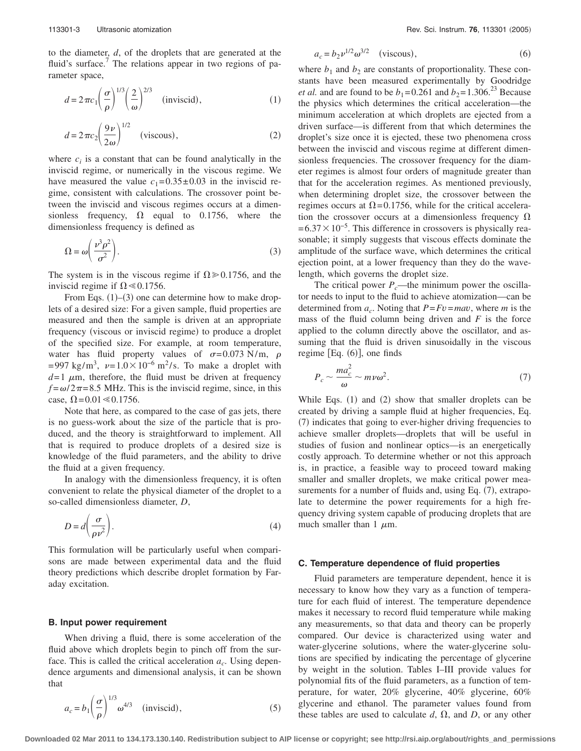to the diameter, $d$, of the droplets that are generated at the fluid's surface.[7] The relations appear in two regions of parameter space,

$$d = 2\pi c_1 \left(\frac{\sigma}{\rho}\right)^{1/3} \left(\frac{2}{\omega}\right)^{2/3} \quad \text{(inviscid)}, \tag{1}$$

$$d = 2\pi c_2 \left(\frac{9\nu}{2\omega}\right)^{1/2} \quad \text{(viscous)}, \tag{2}$$

where $c_i$ is a constant that can be found analytically in the inviscid regime, or numerically in the viscous regime. We have measured the value $c_1 = 0.35 \pm 0.03$ in the inviscid regime, consistent with calculations. The crossover point between the inviscid and viscous regimes occurs at a dimensionless frequency, $\Omega$ equal to 0.1756, where the dimensionless frequency is defined as

$$\Omega = \omega \left(\frac{\nu^3 \rho^2}{\sigma^2}\right). \tag{3}$$

The system is in the viscous regime if $\Omega \gg 0.1756$, and the inviscid regime if $\Omega \ll 0.1756$.

From Eqs. (1)–(3) one can determine how to make droplets of a desired size: For a given sample, fluid properties are measured and then the sample is driven at an appropriate frequency (viscous or inviscid regime) to produce a droplet of the specified size. For example, at room temperature, water has fluid property values of $\sigma = 0.073$ N/m, $\rho = 997$ kg/m$^3$, $\nu = 1.0 \times 10^{-6}$ m$^2$/s. To make a droplet with $d = 1$ $\mu$m, therefore, the fluid must be driven at frequency $f = \omega/2\pi = 8.5$ MHz. This is the inviscid regime, since, in this case, $\Omega = 0.01 \ll 0.1756$.

Note that here, as compared to the case of gas jets, there is no guess-work about the size of the particle that is produced, and the theory is straightforward to implement. All that is required to produce droplets of a desired size is knowledge of the fluid parameters, and the ability to drive the fluid at a given frequency.

In analogy with the dimensionless frequency, it is often convenient to relate the physical diameter of the droplet to a so-called dimensionless diameter, $D$,

$$D = d\left(\frac{\sigma}{\rho \nu^2}\right). \tag{4}$$

This formulation will be particularly useful when comparisons are made between experimental data and the fluid theory predictions which describe droplet formation by Faraday excitation.

### B. Input power requirement

When driving a fluid, there is some acceleration of the fluid above which droplets begin to pinch off from the surface. This is called the critical acceleration $a_c$. Using dependence arguments and dimensional analysis, it can be shown that

$$a_c = b_1 \left(\frac{\sigma}{\rho}\right)^{1/3} \omega^{4/3} \quad \text{(inviscid)}, \tag{5}$$

$$a_c = b_2 \nu^{1/2} \omega^{3/2} \quad \text{(viscous)}, \tag{6}$$

where $b_1$ and $b_2$ are constants of proportionality. These constants have been measured experimentally by Goodridge *et al.* and are found to be $b_1 = 0.261$ and $b_2 = 1.306$.[23] Because the physics which determines the critical acceleration—the minimum acceleration at which droplets are ejected from a driven surface—is different from that which determines the droplet's size once it is ejected, these two phenomena cross between the inviscid and viscous regime at different dimensionless frequencies. The crossover frequency for the diameter regimes is almost four orders of magnitude greater than that for the acceleration regimes. As mentioned previously, when determining droplet size, the crossover between the regimes occurs at $\Omega = 0.1756$, while for the critical acceleration the crossover occurs at a dimensionless frequency $\Omega = 6.37 \times 10^{-5}$. This difference in crossovers is physically reasonable; it simply suggests that viscous effects dominate the amplitude of the surface wave, which determines the critical ejection point, at a lower frequency than they do the wavelength, which governs the droplet size.

The critical power $P_c$—the minimum power the oscillator needs to input to the fluid to achieve atomization—can be determined from $a_c$. Noting that $P = Fv = mav$, where $m$ is the mass of the fluid column being driven and $F$ is the force applied to the column directly above the oscillator, and assuming that the fluid is driven sinusoidally in the viscous regime [Eq. (6)], one finds

$$P_c \sim \frac{m a_c^2}{\omega} \sim m \nu \omega^2. \tag{7}$$

While Eqs. (1) and (2) show that smaller droplets can be created by driving a sample fluid at higher frequencies, Eq. (7) indicates that going to ever-higher driving frequencies to achieve smaller droplets—droplets that will be useful in studies of fusion and nonlinear optics—is an energetically costly approach. To determine whether or not this approach is, in practice, a feasible way to proceed toward making smaller and smaller droplets, we make critical power measurements for a number of fluids and, using Eq. (7), extrapolate to determine the power requirements for a high frequency driving system capable of producing droplets that are much smaller than 1 $\mu$m.

### C. Temperature dependence of fluid properties

Fluid parameters are temperature dependent, hence it is necessary to know how they vary as a function of temperature for each fluid of interest. The temperature dependence makes it necessary to record fluid temperature while making any measurements, so that data and theory can be properly compared. Our device is characterized using water and water-glycerine solutions, where the water-glycerine solutions are specified by indicating the percentage of glycerine by weight in the solution. Tables I–III provide values for polynomial fits of the fluid parameters, as a function of temperature, for water, 20% glycerine, 40% glycerine, 60% glycerine and ethanol. The parameter values found from these tables are used to calculate $d$, $\Omega$, and $D$, or any other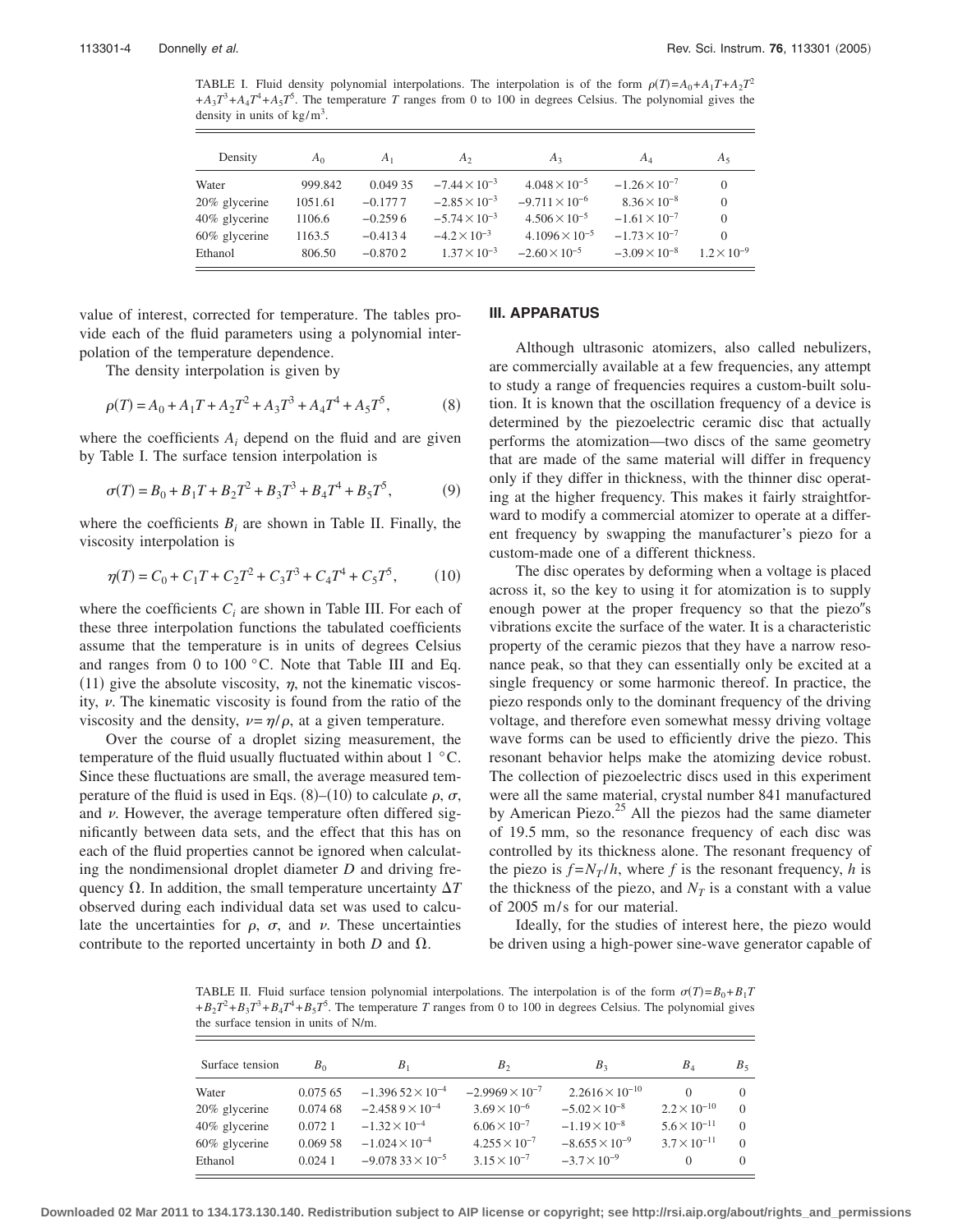TABLE I. Fluid density polynomial interpolations. The interpolation is of the form $\rho(T)=A_0+A_1T+A_2T^2+A_3T^3+A_4T^4+A_5T^5$. The temperature $T$ ranges from 0 to 100 in degrees Celsius. The polynomial gives the density in units of $kg/m^3$.

| Density | $A_0$ | $A_1$ | $A_2$ | $A_3$ | $A_4$ | $A_5$ |
|---|---|---|---|---|---|---|
| Water | 999.842 | 0.049 35 | $-7.44\times10^{-3}$ | $4.048\times10^{-5}$ | $-1.26\times10^{-7}$ | 0 |
| 20% glycerine | 1051.61 | −0.1777 | $-2.85\times10^{-3}$ | $-9.711\times10^{-6}$ | $8.36\times10^{-8}$ | 0 |
| 40% glycerine | 1106.6 | −0.2596 | $-5.74\times10^{-3}$ | $4.506\times10^{-5}$ | $-1.61\times10^{-7}$ | 0 |
| 60% glycerine | 1163.5 | −0.4134 | $-4.2\times10^{-3}$ | $4.1096\times10^{-5}$ | $-1.73\times10^{-7}$ | 0 |
| Ethanol | 806.50 | −0.8702 | $1.37\times10^{-3}$ | $-2.60\times10^{-5}$ | $-3.09\times10^{-8}$ | $1.2\times10^{-9}$ |

value of interest, corrected for temperature. The tables provide each of the fluid parameters using a polynomial interpolation of the temperature dependence.

The density interpolation is given by

$$\rho(T)=A_0+A_1T+A_2T^2+A_3T^3+A_4T^4+A_5T^5, \tag{8}$$

where the coefficients $A_i$ depend on the fluid and are given by Table I. The surface tension interpolation is

$$\sigma(T)=B_0+B_1T+B_2T^2+B_3T^3+B_4T^4+B_5T^5, \tag{9}$$

where the coefficients $B_i$ are shown in Table II. Finally, the viscosity interpolation is

$$\eta(T)=C_0+C_1T+C_2T^2+C_3T^3+C_4T^4+C_5T^5, \tag{10}$$

where the coefficients $C_i$ are shown in Table III. For each of these three interpolation functions the tabulated coefficients assume that the temperature is in units of degrees Celsius and ranges from 0 to 100 °C. Note that Table III and Eq. (11) give the absolute viscosity, $\eta$, not the kinematic viscosity, $\nu$. The kinematic viscosity is found from the ratio of the viscosity and the density, $\nu=\eta/\rho$, at a given temperature.

Over the course of a droplet sizing measurement, the temperature of the fluid usually fluctuated within about 1 °C. Since these fluctuations are small, the average measured temperature of the fluid is used in Eqs. (8)–(10) to calculate $\rho$, $\sigma$, and $\nu$. However, the average temperature often differed significantly between data sets, and the effect that this has on each of the fluid properties cannot be ignored when calculating the nondimensional droplet diameter $D$ and driving frequency $\Omega$. In addition, the small temperature uncertainty $\Delta T$ observed during each individual data set was used to calculate the uncertainties for $\rho$, $\sigma$, and $\nu$. These uncertainties contribute to the reported uncertainty in both $D$ and $\Omega$.

## III. APPARATUS

Although ultrasonic atomizers, also called nebulizers, are commercially available at a few frequencies, any attempt to study a range of frequencies requires a custom-built solution. It is known that the oscillation frequency of a device is determined by the piezoelectric ceramic disc that actually performs the atomization—two discs of the same geometry that are made of the same material will differ in frequency only if they differ in thickness, with the thinner disc operating at the higher frequency. This makes it fairly straightforward to modify a commercial atomizer to operate at a different frequency by swapping the manufacturer's piezo for a custom-made one of a different thickness.

The disc operates by deforming when a voltage is placed across it, so the key to using it for atomization is to supply enough power at the proper frequency so that the piezo″s vibrations excite the surface of the water. It is a characteristic property of the ceramic piezos that they have a narrow resonance peak, so that they can essentially only be excited at a single frequency or some harmonic thereof. In practice, the piezo responds only to the dominant frequency of the driving voltage, and therefore even somewhat messy driving voltage wave forms can be used to efficiently drive the piezo. This resonant behavior helps make the atomizing device robust. The collection of piezoelectric discs used in this experiment were all the same material, crystal number 841 manufactured by American Piezo.[25] All the piezos had the same diameter of 19.5 mm, so the resonance frequency of each disc was controlled by its thickness alone. The resonant frequency of the piezo is $f=N_T/h$, where $f$ is the resonant frequency, $h$ is the thickness of the piezo, and $N_T$ is a constant with a value of 2005 m/s for our material.

Ideally, for the studies of interest here, the piezo would be driven using a high-power sine-wave generator capable of

TABLE II. Fluid surface tension polynomial interpolations. The interpolation is of the form $\sigma(T)=B_0+B_1T+B_2T^2+B_3T^3+B_4T^4+B_5T^5$. The temperature $T$ ranges from 0 to 100 in degrees Celsius. The polynomial gives the surface tension in units of N/m.

| Surface tension | $B_0$ | $B_1$ | $B_2$ | $B_3$ | $B_4$ | $B_5$ |
|---|---|---|---|---|---|---|
| Water | 0.075 65 | $-1.39652\times10^{-4}$ | $-2.9969\times10^{-7}$ | $2.2616\times10^{-10}$ | 0 | 0 |
| 20% glycerine | 0.074 68 | $-2.4589\times10^{-4}$ | $3.69\times10^{-6}$ | $-5.02\times10^{-8}$ | $2.2\times10^{-10}$ | 0 |
| 40% glycerine | 0.0721 | $-1.32\times10^{-4}$ | $6.06\times10^{-7}$ | $-1.19\times10^{-8}$ | $5.6\times10^{-11}$ | 0 |
| 60% glycerine | 0.069 58 | $-1.024\times10^{-4}$ | $4.255\times10^{-7}$ | $-8.655\times10^{-9}$ | $3.7\times10^{-11}$ | 0 |
| Ethanol | 0.0241 | $-9.07833\times10^{-5}$ | $3.15\times10^{-7}$ | $-3.7\times10^{-9}$ | 0 | 0 |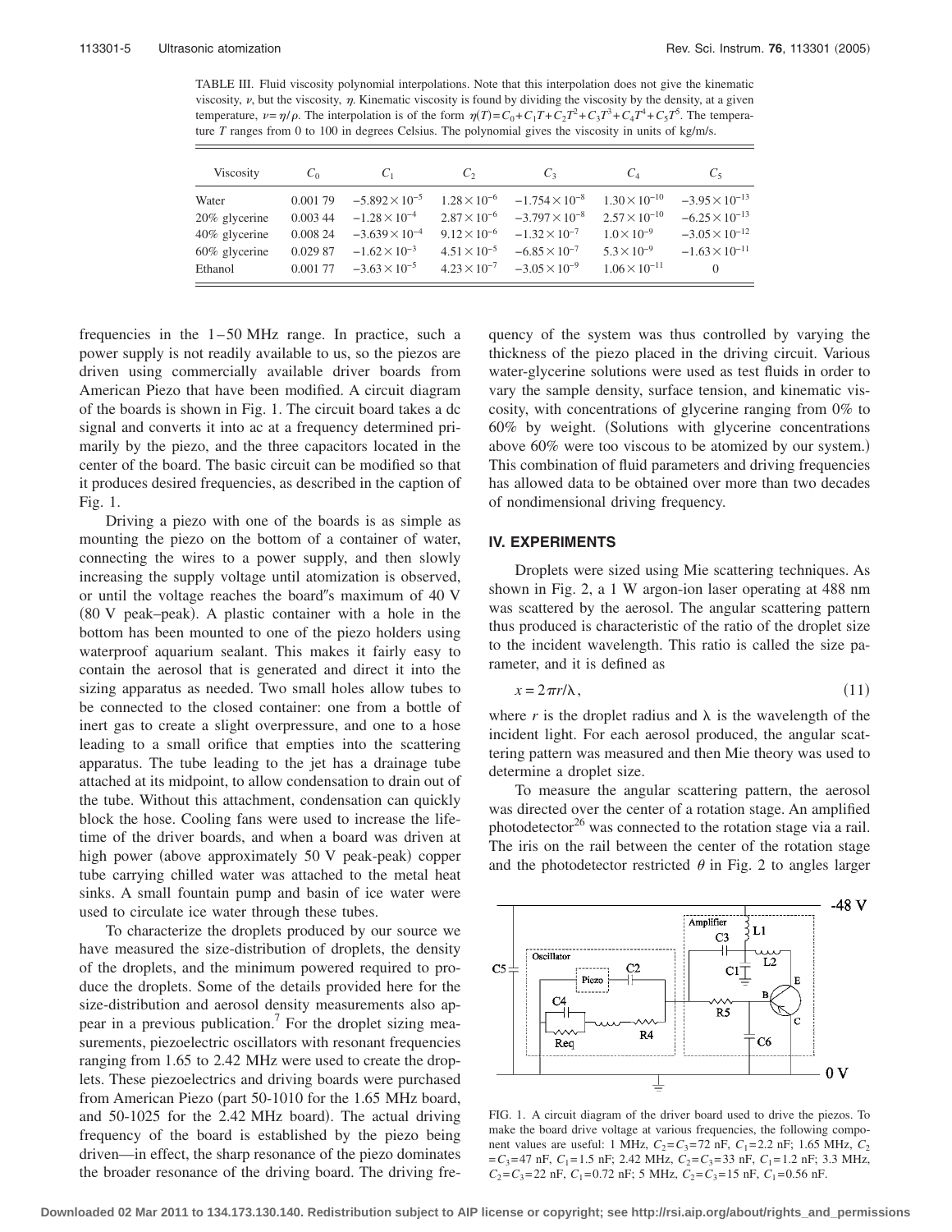TABLE III. Fluid viscosity polynomial interpolations. Note that this interpolation does not give the kinematic viscosity, $\nu$, but the viscosity, $\eta$. Kinematic viscosity is found by dividing the viscosity by the density, at a given temperature, $\nu=\eta/\rho$. The interpolation is of the form $\eta(T)=C_0+C_1T+C_2T^2+C_3T^3+C_4T^4+C_5T^5$. The temperature $T$ ranges from 0 to 100 in degrees Celsius. The polynomial gives the viscosity in units of kg/m/s.

| Viscosity | $C_0$ | $C_1$ | $C_2$ | $C_3$ | $C_4$ | $C_5$ |
|---|---|---|---|---|---|---|
| Water | 0.001 79 | $-5.892\times10^{-5}$ | $1.28\times10^{-6}$ | $-1.754\times10^{-8}$ | $1.30\times10^{-10}$ | $-3.95\times10^{-13}$ |
| 20% glycerine | 0.003 44 | $-1.28\times10^{-4}$ | $2.87\times10^{-6}$ | $-3.797\times10^{-8}$ | $2.57\times10^{-10}$ | $-6.25\times10^{-13}$ |
| 40% glycerine | 0.008 24 | $-3.639\times10^{-4}$ | $9.12\times10^{-6}$ | $-1.32\times10^{-7}$ | $1.0\times10^{-9}$ | $-3.05\times10^{-12}$ |
| 60% glycerine | 0.029 87 | $-1.62\times10^{-3}$ | $4.51\times10^{-5}$ | $-6.85\times10^{-7}$ | $5.3\times10^{-9}$ | $-1.63\times10^{-11}$ |
| Ethanol | 0.001 77 | $-3.63\times10^{-5}$ | $4.23\times10^{-7}$ | $-3.05\times10^{-9}$ | $1.06\times10^{-11}$ | 0 |

frequencies in the 1–50 MHz range. In practice, such a power supply is not readily available to us, so the piezos are driven using commercially available driver boards from American Piezo that have been modified. A circuit diagram of the boards is shown in Fig. 1. The circuit board takes a dc signal and converts it into ac at a frequency determined primarily by the piezo, and the three capacitors located in the center of the board. The basic circuit can be modified so that it produces desired frequencies, as described in the caption of Fig. 1.

Driving a piezo with one of the boards is as simple as mounting the piezo on the bottom of a container of water, connecting the wires to a power supply, and then slowly increasing the supply voltage until atomization is observed, or until the voltage reaches the board″s maximum of 40 V (80 V peak–peak). A plastic container with a hole in the bottom has been mounted to one of the piezo holders using waterproof aquarium sealant. This makes it fairly easy to contain the aerosol that is generated and direct it into the sizing apparatus as needed. Two small holes allow tubes to be connected to the closed container: one from a bottle of inert gas to create a slight overpressure, and one to a hose leading to a small orifice that empties into the scattering apparatus. The tube leading to the jet has a drainage tube attached at its midpoint, to allow condensation to drain out of the tube. Without this attachment, condensation can quickly block the hose. Cooling fans were used to increase the lifetime of the driver boards, and when a board was driven at high power (above approximately 50 V peak-peak) copper tube carrying chilled water was attached to the metal heat sinks. A small fountain pump and basin of ice water were used to circulate ice water through these tubes.

To characterize the droplets produced by our source we have measured the size-distribution of droplets, the density of the droplets, and the minimum powered required to produce the droplets. Some of the details provided here for the size-distribution and aerosol density measurements also appear in a previous publication.[7] For the droplet sizing measurements, piezoelectric oscillators with resonant frequencies ranging from 1.65 to 2.42 MHz were used to create the droplets. These piezoelectrics and driving boards were purchased from American Piezo (part 50-1010 for the 1.65 MHz board, and 50-1025 for the 2.42 MHz board). The actual driving frequency of the board is established by the piezo being driven—in effect, the sharp resonance of the piezo dominates the broader resonance of the driving board. The driving frequency of the system was thus controlled by varying the thickness of the piezo placed in the driving circuit. Various water-glycerine solutions were used as test fluids in order to vary the sample density, surface tension, and kinematic viscosity, with concentrations of glycerine ranging from 0% to 60% by weight. (Solutions with glycerine concentrations above 60% were too viscous to be atomized by our system.) This combination of fluid parameters and driving frequencies has allowed data to be obtained over more than two decades of nondimensional driving frequency.

## IV. EXPERIMENTS

Droplets were sized using Mie scattering techniques. As shown in Fig. 2, a 1 W argon-ion laser operating at 488 nm was scattered by the aerosol. The angular scattering pattern thus produced is characteristic of the ratio of the droplet size to the incident wavelength. This ratio is called the size parameter, and it is defined as

$$x = 2\pi r/\lambda, \tag{11}$$

where $r$ is the droplet radius and $\lambda$ is the wavelength of the incident light. For each aerosol produced, the angular scattering pattern was measured and then Mie theory was used to determine a droplet size.

To measure the angular scattering pattern, the aerosol was directed over the center of a rotation stage. An amplified photodetector[26] was connected to the rotation stage via a rail. The iris on the rail between the center of the rotation stage and the photodetector restricted $\theta$ in Fig. 2 to angles larger

FIG. 1. A circuit diagram of the driver board used to drive the piezos. To make the board drive voltage at various frequencies, the following component values are useful: 1 MHz, $C_2=C_3=72$ nF, $C_1=2.2$ nF; 1.65 MHz, $C_2=C_3=47$ nF, $C_1=1.5$ nF; 2.42 MHz, $C_2=C_3=33$ nF, $C_1=1.2$ nF; 3.3 MHz, $C_2=C_3=22$ nF, $C_1=0.72$ nF; 5 MHz, $C_2=C_3=15$ nF, $C_1=0.56$ nF.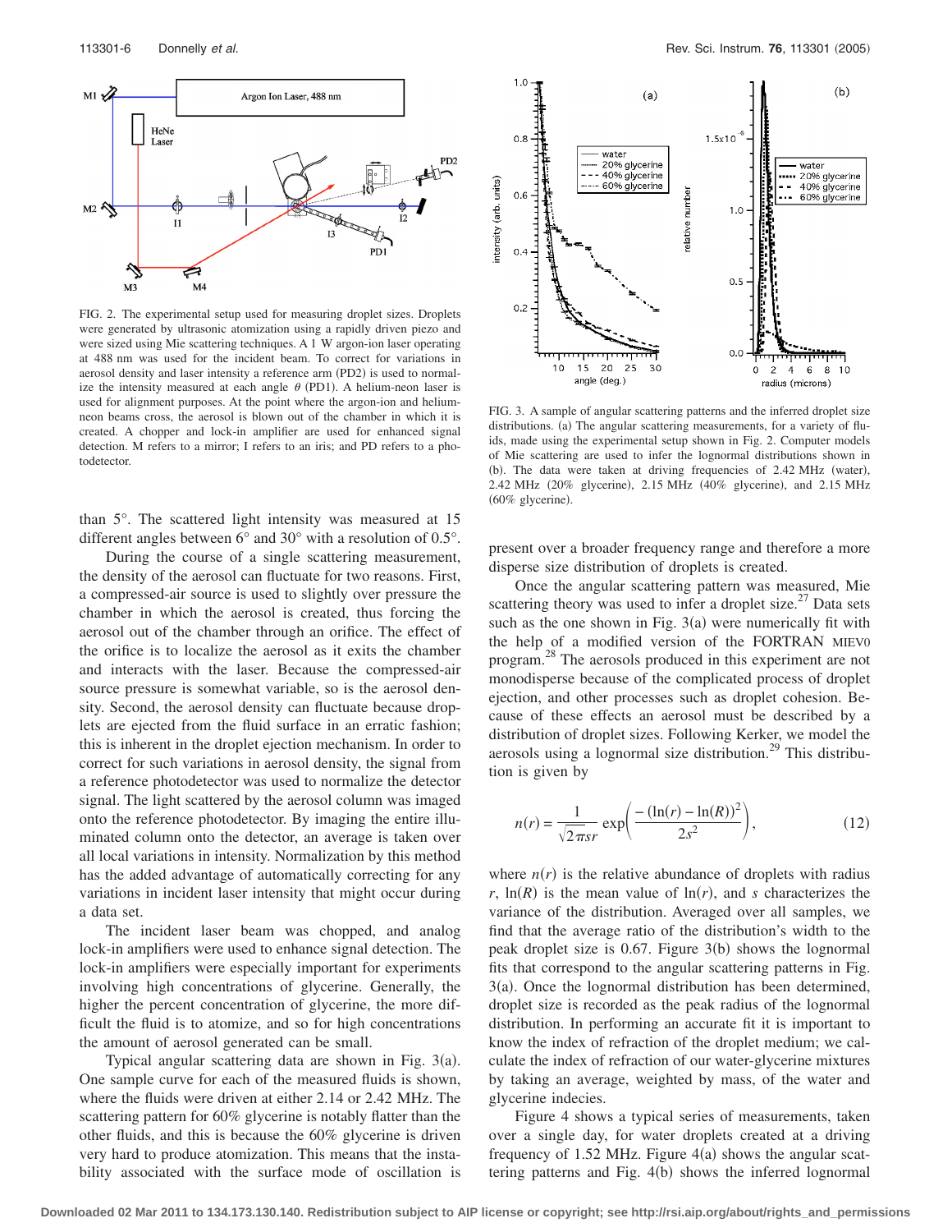FIG. 2. The experimental setup used for measuring droplet sizes. Droplets were generated by ultrasonic atomization using a rapidly driven piezo and were sized using Mie scattering techniques. A 1 W argon-ion laser operating at 488 nm was used for the incident beam. To correct for variations in aerosol density and laser intensity a reference arm (PD2) is used to normalize the intensity measured at each angle $\theta$ (PD1). A helium-neon laser is used for alignment purposes. At the point where the argon-ion and helium-neon beams cross, the aerosol is blown out of the chamber in which it is created. A chopper and lock-in amplifier are used for enhanced signal detection. M refers to a mirror; I refers to an iris; and PD refers to a photodetector.

than 5°. The scattered light intensity was measured at 15 different angles between 6° and 30° with a resolution of 0.5°.

During the course of a single scattering measurement, the density of the aerosol can fluctuate for two reasons. First, a compressed-air source is used to slightly over pressure the chamber in which the aerosol is created, thus forcing the aerosol out of the chamber through an orifice. The effect of the orifice is to localize the aerosol as it exits the chamber and interacts with the laser. Because the compressed-air source pressure is somewhat variable, so is the aerosol density. Second, the aerosol density can fluctuate because droplets are ejected from the fluid surface in an erratic fashion; this is inherent in the droplet ejection mechanism. In order to correct for such variations in aerosol density, the signal from a reference photodetector was used to normalize the detector signal. The light scattered by the aerosol column was imaged onto the reference photodetector. By imaging the entire illuminated column onto the detector, an average is taken over all local variations in intensity. Normalization by this method has the added advantage of automatically correcting for any variations in incident laser intensity that might occur during a data set.

The incident laser beam was chopped, and analog lock-in amplifiers were used to enhance signal detection. The lock-in amplifiers were especially important for experiments involving high concentrations of glycerine. Generally, the higher the percent concentration of glycerine, the more difficult the fluid is to atomize, and so for high concentrations the amount of aerosol generated can be small.

Typical angular scattering data are shown in Fig. 3(a). One sample curve for each of the measured fluids is shown, where the fluids were driven at either 2.14 or 2.42 MHz. The scattering pattern for 60% glycerine is notably flatter than the other fluids, and this is because the 60% glycerine is driven very hard to produce atomization. This means that the instability associated with the surface mode of oscillation is present over a broader frequency range and therefore a more disperse size distribution of droplets is created.

FIG. 3. A sample of angular scattering patterns and the inferred droplet size distributions. (a) The angular scattering measurements, for a variety of fluids, made using the experimental setup shown in Fig. 2. Computer models of Mie scattering are used to infer the lognormal distributions shown in (b). The data were taken at driving frequencies of 2.42 MHz (water), 2.42 MHz (20% glycerine), 2.15 MHz (40% glycerine), and 2.15 MHz (60% glycerine).

Once the angular scattering pattern was measured, Mie scattering theory was used to infer a droplet size.[27] Data sets such as the one shown in Fig. 3(a) were numerically fit with the help of a modified version of the FORTRAN MIEV0 program.[28] The aerosols produced in this experiment are not monodisperse because of the complicated process of droplet ejection, and other processes such as droplet cohesion. Because of these effects an aerosol must be described by a distribution of droplet sizes. Following Kerker, we model the aerosols using a lognormal size distribution.[29] This distribution is given by

$$n(r) = \frac{1}{\sqrt{2\pi}sr}\exp\left(\frac{-(\ln(r)-\ln(R))^2}{2s^2}\right), \tag{12}$$

where $n(r)$ is the relative abundance of droplets with radius $r$, $\ln(R)$ is the mean value of $\ln(r)$, and $s$ characterizes the variance of the distribution. Averaged over all samples, we find that the average ratio of the distribution's width to the peak droplet size is 0.67. Figure 3(b) shows the lognormal fits that correspond to the angular scattering patterns in Fig. 3(a). Once the lognormal distribution has been determined, droplet size is recorded as the peak radius of the lognormal distribution. In performing an accurate fit it is important to know the index of refraction of the droplet medium; we calculate the index of refraction of our water-glycerine mixtures by taking an average, weighted by mass, of the water and glycerine indecies.

Figure 4 shows a typical series of measurements, taken over a single day, for water droplets created at a driving frequency of 1.52 MHz. Figure 4(a) shows the angular scattering patterns and Fig. 4(b) shows the inferred lognormal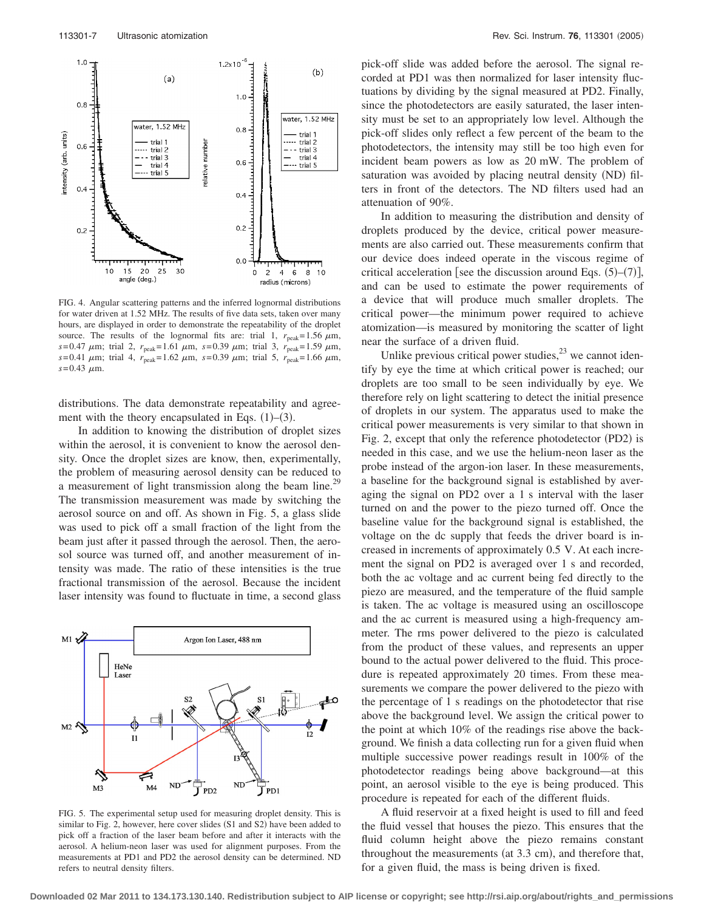FIG. 4. Angular scattering patterns and the inferred lognormal distributions for water driven at 1.52 MHz. The results of five data sets, taken over many hours, are displayed in order to demonstrate the repeatability of the droplet source. The results of the lognormal fits are: trial 1, $r_{\text{peak}}=1.56$ $\mu$m, $s=0.47$ $\mu$m; trial 2, $r_{\text{peak}}=1.61$ $\mu$m, $s=0.39$ $\mu$m; trial 3, $r_{\text{peak}}=1.59$ $\mu$m, $s=0.41$ $\mu$m; trial 4, $r_{\text{peak}}=1.62$ $\mu$m, $s=0.39$ $\mu$m; trial 5, $r_{\text{peak}}=1.66$ $\mu$m, $s=0.43$ $\mu$m.

distributions. The data demonstrate repeatability and agreement with the theory encapsulated in Eqs. (1)–(3).

In addition to knowing the distribution of droplet sizes within the aerosol, it is convenient to know the aerosol density. Once the droplet sizes are know, then, experimentally, the problem of measuring aerosol density can be reduced to a measurement of light transmission along the beam line.[29] The transmission measurement was made by switching the aerosol source on and off. As shown in Fig. 5, a glass slide was used to pick off a small fraction of the light from the beam just after it passed through the aerosol. Then, the aerosol source was turned off, and another measurement of intensity was made. The ratio of these intensities is the true fractional transmission of the aerosol. Because the incident laser intensity was found to fluctuate in time, a second glass pick-off slide was added before the aerosol. The signal recorded at PD1 was then normalized for laser intensity fluctuations by dividing by the signal measured at PD2. Finally, since the photodetectors are easily saturated, the laser intensity must be set to an appropriately low level. Although the pick-off slides only reflect a few percent of the beam to the photodetectors, the intensity may still be too high even for incident beam powers as low as 20 mW. The problem of saturation was avoided by placing neutral density (ND) filters in front of the detectors. The ND filters used had an attenuation of 90%.

FIG. 5. The experimental setup used for measuring droplet density. This is similar to Fig. 2, however, here cover slides (S1 and S2) have been added to pick off a fraction of the laser beam before and after it interacts with the aerosol. A helium-neon laser was used for alignment purposes. From the measurements at PD1 and PD2 the aerosol density can be determined. ND refers to neutral density filters.

In addition to measuring the distribution and density of droplets produced by the device, critical power measurements are also carried out. These measurements confirm that our device does indeed operate in the viscous regime of critical acceleration [see the discussion around Eqs. (5)–(7)], and can be used to estimate the power requirements of a device that will produce much smaller droplets. The critical power—the minimum power required to achieve atomization—is measured by monitoring the scatter of light near the surface of a driven fluid.

Unlike previous critical power studies,[23] we cannot identify by eye the time at which critical power is reached; our droplets are too small to be seen individually by eye. We therefore rely on light scattering to detect the initial presence of droplets in our system. The apparatus used to make the critical power measurements is very similar to that shown in Fig. 2, except that only the reference photodetector (PD2) is needed in this case, and we use the helium-neon laser as the probe instead of the argon-ion laser. In these measurements, a baseline for the background signal is established by averaging the signal on PD2 over a 1 s interval with the laser turned on and the power to the piezo turned off. Once the baseline value for the background signal is established, the voltage on the dc supply that feeds the driver board is increased in increments of approximately 0.5 V. At each increment the signal on PD2 is averaged over 1 s and recorded, both the ac voltage and ac current being fed directly to the piezo are measured, and the temperature of the fluid sample is taken. The ac voltage is measured using an oscilloscope and the ac current is measured using a high-frequency ammeter. The rms power delivered to the piezo is calculated from the product of these values, and represents an upper bound to the actual power delivered to the fluid. This procedure is repeated approximately 20 times. From these measurements we compare the power delivered to the piezo with the percentage of 1 s readings on the photodetector that rise above the background level. We assign the critical power to the point at which 10% of the readings rise above the background. We finish a data collecting run for a given fluid when multiple successive power readings result in 100% of the photodetector readings being above background—at this point, an aerosol visible to the eye is being produced. This procedure is repeated for each of the different fluids.

A fluid reservoir at a fixed height is used to fill and feed the fluid vessel that houses the piezo. This ensures that the fluid column height above the piezo remains constant throughout the measurements (at 3.3 cm), and therefore that, for a given fluid, the mass is being driven is fixed.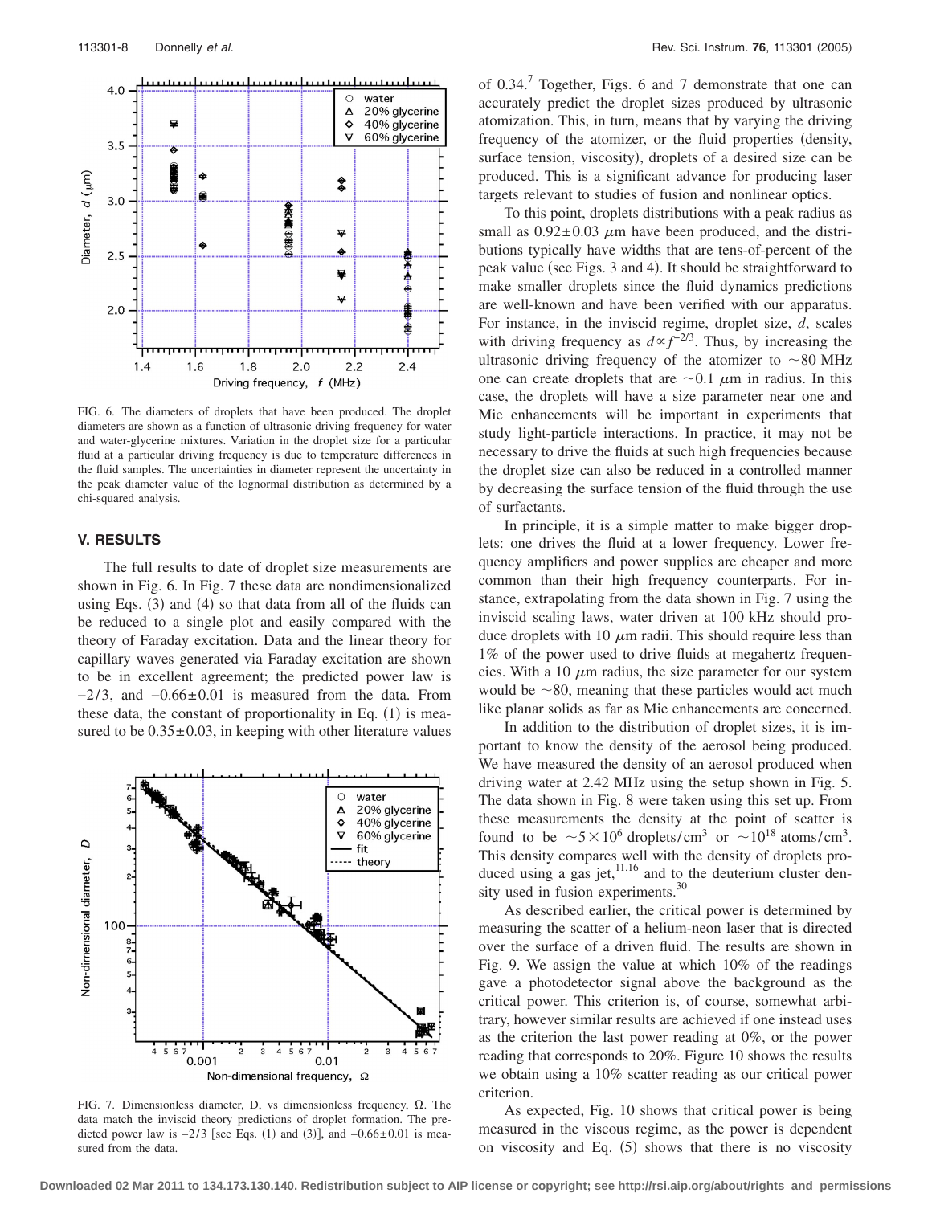FIG. 6. The diameters of droplets that have been produced. The droplet diameters are shown as a function of ultrasonic driving frequency for water and water-glycerine mixtures. Variation in the droplet size for a particular fluid at a particular driving frequency is due to temperature differences in the fluid samples. The uncertainties in diameter represent the uncertainty in the peak diameter value of the lognormal distribution as determined by a chi-squared analysis.

## V. RESULTS

The full results to date of droplet size measurements are shown in Fig. 6. In Fig. 7 these data are nondimensionalized using Eqs. (3) and (4) so that data from all of the fluids can be reduced to a single plot and easily compared with the theory of Faraday excitation. Data and the linear theory for capillary waves generated via Faraday excitation are shown to be in excellent agreement; the predicted power law is $-2/3$, and $-0.66 \pm 0.01$ is measured from the data. From these data, the constant of proportionality in Eq. (1) is measured to be $0.35 \pm 0.03$, in keeping with other literature values of 0.34.[7] Together, Figs. 6 and 7 demonstrate that one can accurately predict the droplet sizes produced by ultrasonic atomization. This, in turn, means that by varying the driving frequency of the atomizer, or the fluid properties (density, surface tension, viscosity), droplets of a desired size can be produced. This is a significant advance for producing laser targets relevant to studies of fusion and nonlinear optics.

FIG. 7. Dimensionless diameter, D, vs dimensionless frequency, $\Omega$. The data match the inviscid theory predictions of droplet formation. The predicted power law is $-2/3$ [see Eqs. (1) and (3)], and $-0.66 \pm 0.01$ is measured from the data.

To this point, droplets distributions with a peak radius as small as $0.92 \pm 0.03$ $\mu$m have been produced, and the distributions typically have widths that are tens-of-percent of the peak value (see Figs. 3 and 4). It should be straightforward to make smaller droplets since the fluid dynamics predictions are well-known and have been verified with our apparatus. For instance, in the inviscid regime, droplet size, $d$, scales with driving frequency as $d \propto f^{-2/3}$. Thus, by increasing the ultrasonic driving frequency of the atomizer to $\sim 80$ MHz one can create droplets that are $\sim 0.1$ $\mu$m in radius. In this case, the droplets will have a size parameter near one and Mie enhancements will be important in experiments that study light-particle interactions. In practice, it may not be necessary to drive the fluids at such high frequencies because the droplet size can also be reduced in a controlled manner by decreasing the surface tension of the fluid through the use of surfactants.

In principle, it is a simple matter to make bigger droplets: one drives the fluid at a lower frequency. Lower frequency amplifiers and power supplies are cheaper and more common than their high frequency counterparts. For instance, extrapolating from the data shown in Fig. 7 using the inviscid scaling laws, water driven at 100 kHz should produce droplets with 10 $\mu$m radii. This should require less than 1% of the power used to drive fluids at megahertz frequencies. With a 10 $\mu$m radius, the size parameter for our system would be $\sim 80$, meaning that these particles would act much like planar solids as far as Mie enhancements are concerned.

In addition to the distribution of droplet sizes, it is important to know the density of the aerosol being produced. We have measured the density of an aerosol produced when driving water at 2.42 MHz using the setup shown in Fig. 5. The data shown in Fig. 8 were taken using this set up. From these measurements the density at the point of scatter is found to be $\sim 5 \times 10^6$ droplets/cm$^3$ or $\sim 10^{18}$ atoms/cm$^3$. This density compares well with the density of droplets produced using a gas jet,[11,16] and to the deuterium cluster density used in fusion experiments.[30]

As described earlier, the critical power is determined by measuring the scatter of a helium-neon laser that is directed over the surface of a driven fluid. The results are shown in Fig. 9. We assign the value at which 10% of the readings gave a photodetector signal above the background as the critical power. This criterion is, of course, somewhat arbitrary, however similar results are achieved if one instead uses as the criterion the last power reading at 0%, or the power reading that corresponds to 20%. Figure 10 shows the results we obtain using a 10% scatter reading as our critical power criterion.

As expected, Fig. 10 shows that critical power is being measured in the viscous regime, as the power is dependent on viscosity and Eq. (5) shows that there is no viscosity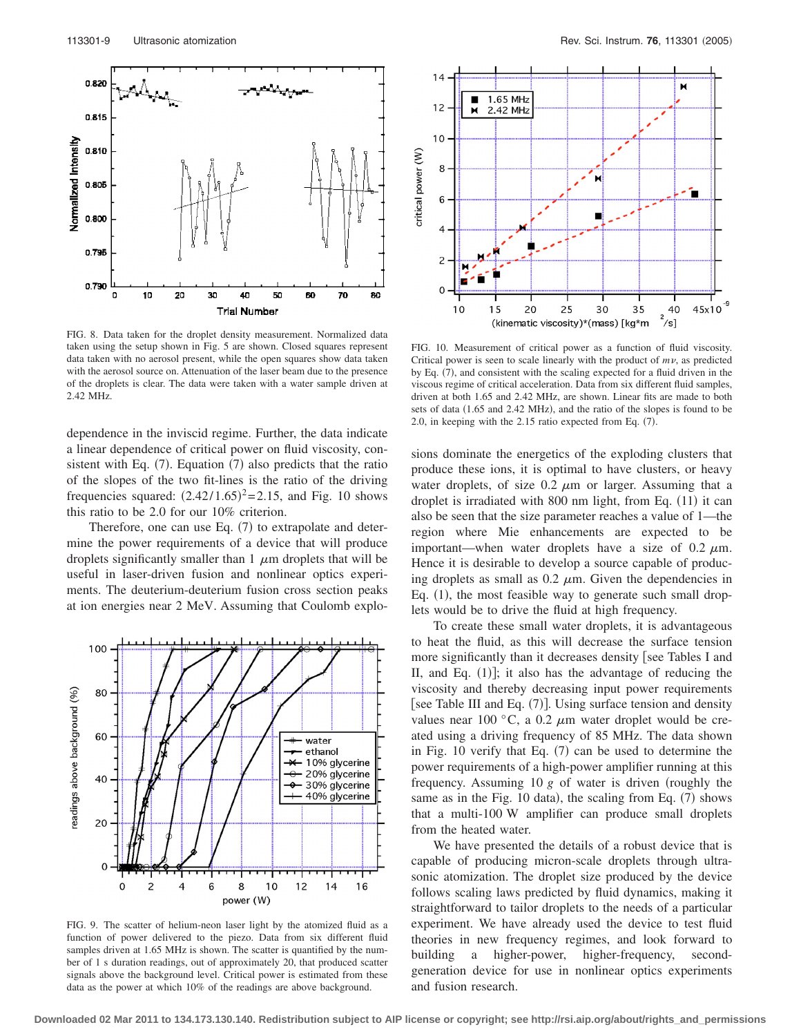FIG. 8. Data taken for the droplet density measurement. Normalized data taken using the setup shown in Fig. 5 are shown. Closed squares represent data taken with no aerosol present, while the open squares show data taken with the aerosol source on. Attenuation of the laser beam due to the presence of the droplets is clear. The data were taken with a water sample driven at 2.42 MHz.

dependence in the inviscid regime. Further, the data indicate a linear dependence of critical power on fluid viscosity, consistent with Eq. (7). Equation (7) also predicts that the ratio of the slopes of the two fit-lines is the ratio of the driving frequencies squared: $(2.42/1.65)^2 = 2.15$, and Fig. 10 shows this ratio to be 2.0 for our 10% criterion.

Therefore, one can use Eq. (7) to extrapolate and determine the power requirements of a device that will produce droplets significantly smaller than 1 $\mu$m droplets that will be useful in laser-driven fusion and nonlinear optics experiments. The deuterium-deuterium fusion cross section peaks at ion energies near 2 MeV. Assuming that Coulomb explosions dominate the energetics of the exploding clusters that produce these ions, it is optimal to have clusters, or heavy water droplets, of size 0.2 $\mu$m or larger. Assuming that a droplet is irradiated with 800 nm light, from Eq. (11) it can also be seen that the size parameter reaches a value of 1—the region where Mie enhancements are expected to be important—when water droplets have a size of 0.2 $\mu$m. Hence it is desirable to develop a source capable of producing droplets as small as 0.2 $\mu$m. Given the dependencies in Eq. (1), the most feasible way to generate such small droplets would be to drive the fluid at high frequency.

FIG. 9. The scatter of helium-neon laser light by the atomized fluid as a function of power delivered to the piezo. Data from six different fluid samples driven at 1.65 MHz is shown. The scatter is quantified by the number of 1 s duration readings, out of approximately 20, that produced scatter signals above the background level. Critical power is estimated from these data as the power at which 10% of the readings are above background.

FIG. 10. Measurement of critical power as a function of fluid viscosity. Critical power is seen to scale linearly with the product of $m\nu$, as predicted by Eq. (7), and consistent with the scaling expected for a fluid driven in the viscous regime of critical acceleration. Data from six different fluid samples, driven at both 1.65 and 2.42 MHz, are shown. Linear fits are made to both sets of data (1.65 and 2.42 MHz), and the ratio of the slopes is found to be 2.0, in keeping with the 2.15 ratio expected from Eq. (7).

To create these small water droplets, it is advantageous to heat the fluid, as this will decrease the surface tension more significantly than it decreases density [see Tables I and II, and Eq. (1)]; it also has the advantage of reducing the viscosity and thereby decreasing input power requirements [see Table III and Eq. (7)]. Using surface tension and density values near 100 °C, a 0.2 $\mu$m water droplet would be created using a driving frequency of 85 MHz. The data shown in Fig. 10 verify that Eq. (7) can be used to determine the power requirements of a high-power amplifier running at this frequency. Assuming 10 $g$ of water is driven (roughly the same as in the Fig. 10 data), the scaling from Eq. (7) shows that a multi-100 W amplifier can produce small droplets from the heated water.

We have presented the details of a robust device that is capable of producing micron-scale droplets through ultrasonic atomization. The droplet size produced by the device follows scaling laws predicted by fluid dynamics, making it straightforward to tailor droplets to the needs of a particular experiment. We have already used the device to test fluid theories in new frequency regimes, and look forward to building a higher-power, higher-frequency, second-generation device for use in nonlinear optics experiments and fusion research.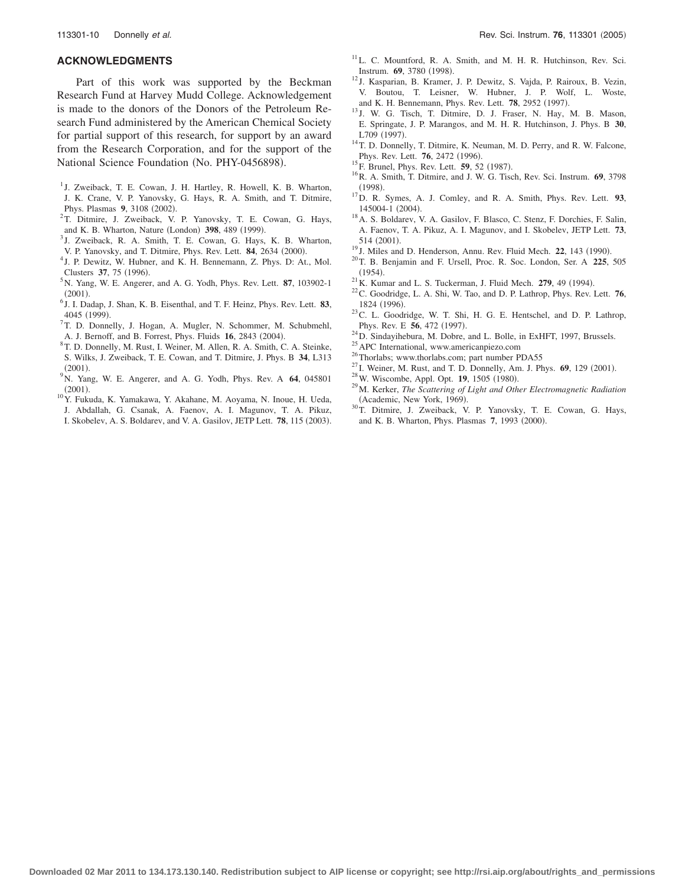## ACKNOWLEDGMENTS

Part of this work was supported by the Beckman Research Fund at Harvey Mudd College. Acknowledgement is made to the donors of the Donors of the Petroleum Research Fund administered by the American Chemical Society for partial support of this research, for support by an award from the Research Corporation, and for the support of the National Science Foundation (No. PHY-0456898).

[1] J. Zweiback, T. E. Cowan, J. H. Hartley, R. Howell, K. B. Wharton, J. K. Crane, V. P. Yanovsky, G. Hays, R. A. Smith, and T. Ditmire, Phys. Plasmas **9**, 3108 (2002).

[2] T. Ditmire, J. Zweiback, V. P. Yanovsky, T. E. Cowan, G. Hays, and K. B. Wharton, Nature (London) **398**, 489 (1999).

[3] J. Zweiback, R. A. Smith, T. E. Cowan, G. Hays, K. B. Wharton, V. P. Yanovsky, and T. Ditmire, Phys. Rev. Lett. **84**, 2634 (2000).

[4] J. P. Dewitz, W. Hubner, and K. H. Bennemann, Z. Phys. D: At., Mol. Clusters **37**, 75 (1996).

[5] N. Yang, W. E. Angerer, and A. G. Yodh, Phys. Rev. Lett. **87**, 103902-1 (2001).

[6] J. I. Dadap, J. Shan, K. B. Eisenthal, and T. F. Heinz, Phys. Rev. Lett. **83**, 4045 (1999).

[7] T. D. Donnelly, J. Hogan, A. Mugler, N. Schommer, M. Schubmehl, A. J. Bernoff, and B. Forrest, Phys. Fluids **16**, 2843 (2004).

[8] T. D. Donnelly, M. Rust, I. Weiner, M. Allen, R. A. Smith, C. A. Steinke, S. Wilks, J. Zweiback, T. E. Cowan, and T. Ditmire, J. Phys. B **34**, L313 (2001).

[9] N. Yang, W. E. Angerer, and A. G. Yodh, Phys. Rev. A **64**, 045801 (2001).

[10] Y. Fukuda, K. Yamakawa, Y. Akahane, M. Aoyama, N. Inoue, H. Ueda, J. Abdallah, G. Csanak, A. Faenov, A. I. Magunov, T. A. Pikuz, I. Skobelev, A. S. Boldarev, and V. A. Gasilov, JETP Lett. **78**, 115 (2003).

[11] L. C. Mountford, R. A. Smith, and M. H. R. Hutchinson, Rev. Sci. Instrum. **69**, 3780 (1998).

[12] J. Kasparian, B. Kramer, J. P. Dewitz, S. Vajda, P. Rairoux, B. Vezin, V. Boutou, T. Leisner, W. Hubner, J. P. Wolf, L. Woste, and K. H. Bennemann, Phys. Rev. Lett. **78**, 2952 (1997).

[13] J. W. G. Tisch, T. Ditmire, D. J. Fraser, N. Hay, M. B. Mason, E. Springate, J. P. Marangos, and M. H. R. Hutchinson, J. Phys. B **30**, L709 (1997).

[14] T. D. Donnelly, T. Ditmire, K. Neuman, M. D. Perry, and R. W. Falcone, Phys. Rev. Lett. **76**, 2472 (1996).

[15] F. Brunel, Phys. Rev. Lett. **59**, 52 (1987).

[16] R. A. Smith, T. Ditmire, and J. W. G. Tisch, Rev. Sci. Instrum. **69**, 3798 (1998).

[17] D. R. Symes, A. J. Comley, and R. A. Smith, Phys. Rev. Lett. **93**, 145004-1 (2004).

[18] A. S. Boldarev, V. A. Gasilov, F. Blasco, C. Stenz, F. Dorchies, F. Salin, A. Faenov, T. A. Pikuz, A. I. Magunov, and I. Skobelev, JETP Lett. **73**, 514 (2001).

[19] J. Miles and D. Henderson, Annu. Rev. Fluid Mech. **22**, 143 (1990).

[20] T. B. Benjamin and F. Ursell, Proc. R. Soc. London, Ser. A **225**, 505 (1954).

[21] K. Kumar and L. S. Tuckerman, J. Fluid Mech. **279**, 49 (1994).

[22] C. Goodridge, L. A. Shi, W. Tao, and D. P. Lathrop, Phys. Rev. Lett. **76**, 1824 (1996).

[23] C. L. Goodridge, W. T. Shi, H. G. E. Hentschel, and D. P. Lathrop, Phys. Rev. E **56**, 472 (1997).

[24] D. Sindayihebura, M. Dobre, and L. Bolle, in ExHFT, 1997, Brussels.

[25] APC International, www.americanpiezo.com

[26] Thorlabs; www.thorlabs.com; part number PDA55

[27] I. Weiner, M. Rust, and T. D. Donnelly, Am. J. Phys. **69**, 129 (2001).

[28] W. Wiscombe, Appl. Opt. **19**, 1505 (1980).

[29] M. Kerker, *The Scattering of Light and Other Electromagnetic Radiation* (Academic, New York, 1969).

[30] T. Ditmire, J. Zweiback, V. P. Yanovsky, T. E. Cowan, G. Hays, and K. B. Wharton, Phys. Plasmas **7**, 1993 (2000).